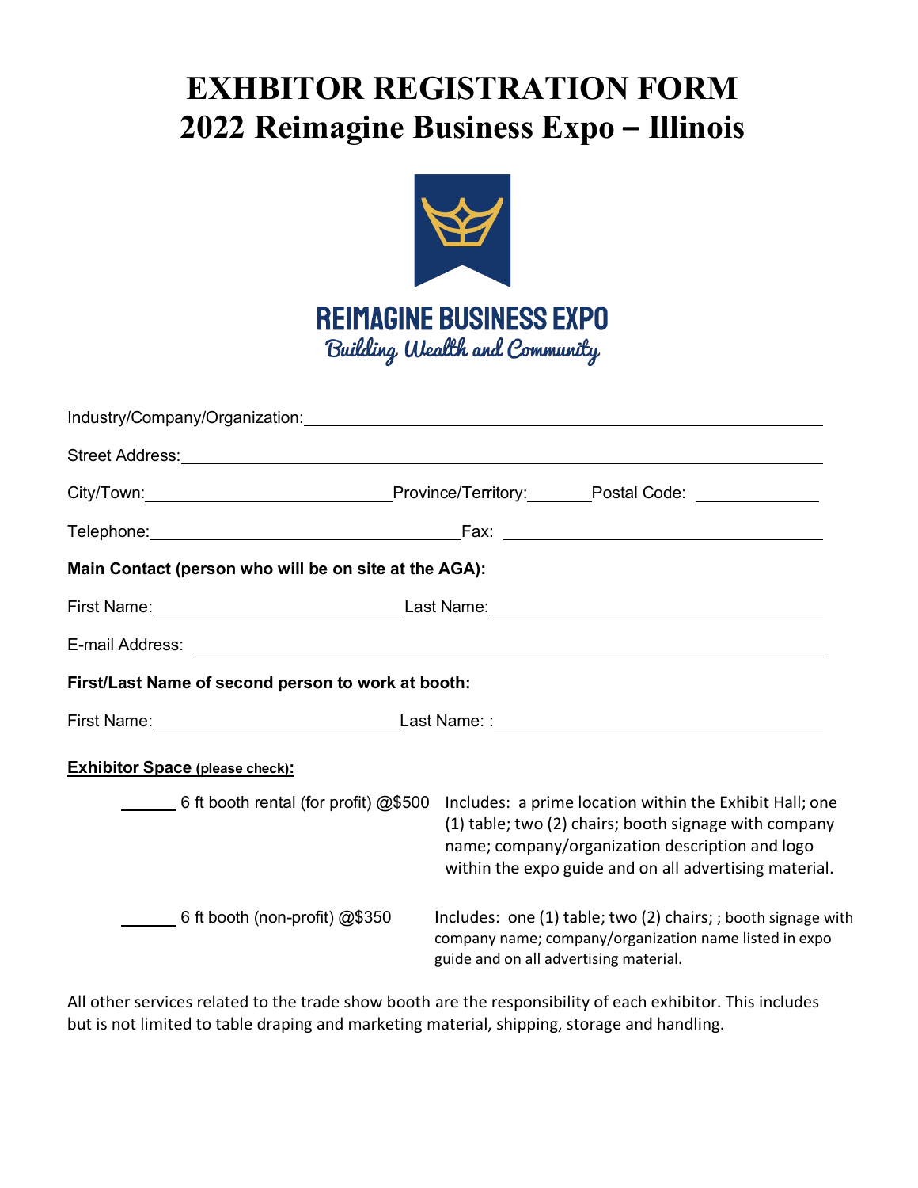# EXHBITOR REGISTRATION FORM
# 2022 Reimagine Business Expo – Illinois

REIMAGINE BUSINESS EXPO
*Building Wealth and Community*

Industry/Company/Organization: ______________________________

Street Address: ______________________________

City/Town: ______________ Province/Territory: ________ Postal Code: ____________

Telephone: ______________________ Fax: ______________________

**Main Contact (person who will be on site at the AGA):**

First Name: ______________ Last Name: ______________

E-mail Address: ______________________________

**First/Last Name of second person to work at booth:**

First Name: ______________ Last Name: : ______________

**Exhibitor Space (please check):**

______ 6 ft booth rental (for profit) @$500 — Includes: a prime location within the Exhibit Hall; one (1) table; two (2) chairs; booth signage with company name; company/organization description and logo within the expo guide and on all advertising material.

______ 6 ft booth (non-profit) @$350 — Includes: one (1) table; two (2) chairs; ; booth signage with company name; company/organization name listed in expo guide and on all advertising material.

All other services related to the trade show booth are the responsibility of each exhibitor. This includes but is not limited to table draping and marketing material, shipping, storage and handling.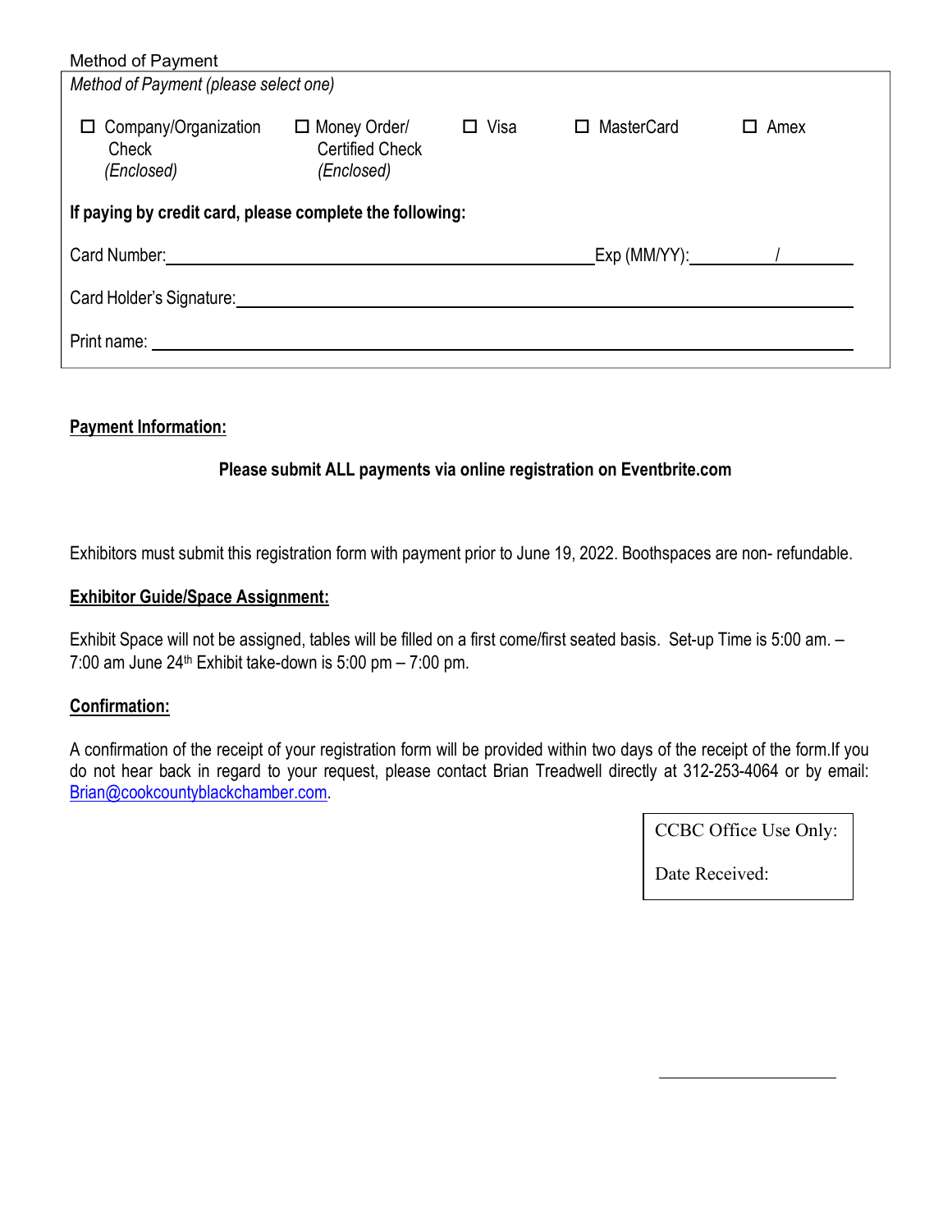Method of Payment

*Method of Payment (please select one)*

☐ Company/Organization Check *(Enclosed)* ☐ Money Order/ Certified Check *(Enclosed)* ☐ Visa ☐ MasterCard ☐ Amex

**If paying by credit card, please complete the following:**

Card Number:_______________________________________________ Exp (MM/YY):_________/_________

Card Holder's Signature:___________________________________________________________________

Print name: _______________________________________________________________________

**Payment Information:**

**Please submit ALL payments via online registration on Eventbrite.com**

Exhibitors must submit this registration form with payment prior to June 19, 2022. Boothspaces are non- refundable.

**Exhibitor Guide/Space Assignment:**

Exhibit Space will not be assigned, tables will be filled on a first come/first seated basis. Set-up Time is 5:00 am. – 7:00 am June 24th Exhibit take-down is 5:00 pm – 7:00 pm.

**Confirmation:**

A confirmation of the receipt of your registration form will be provided within two days of the receipt of the form.If you do not hear back in regard to your request, please contact Brian Treadwell directly at 312-253-4064 or by email: Brian@cookcountyblackchamber.com.

CCBC Office Use Only:

Date Received: